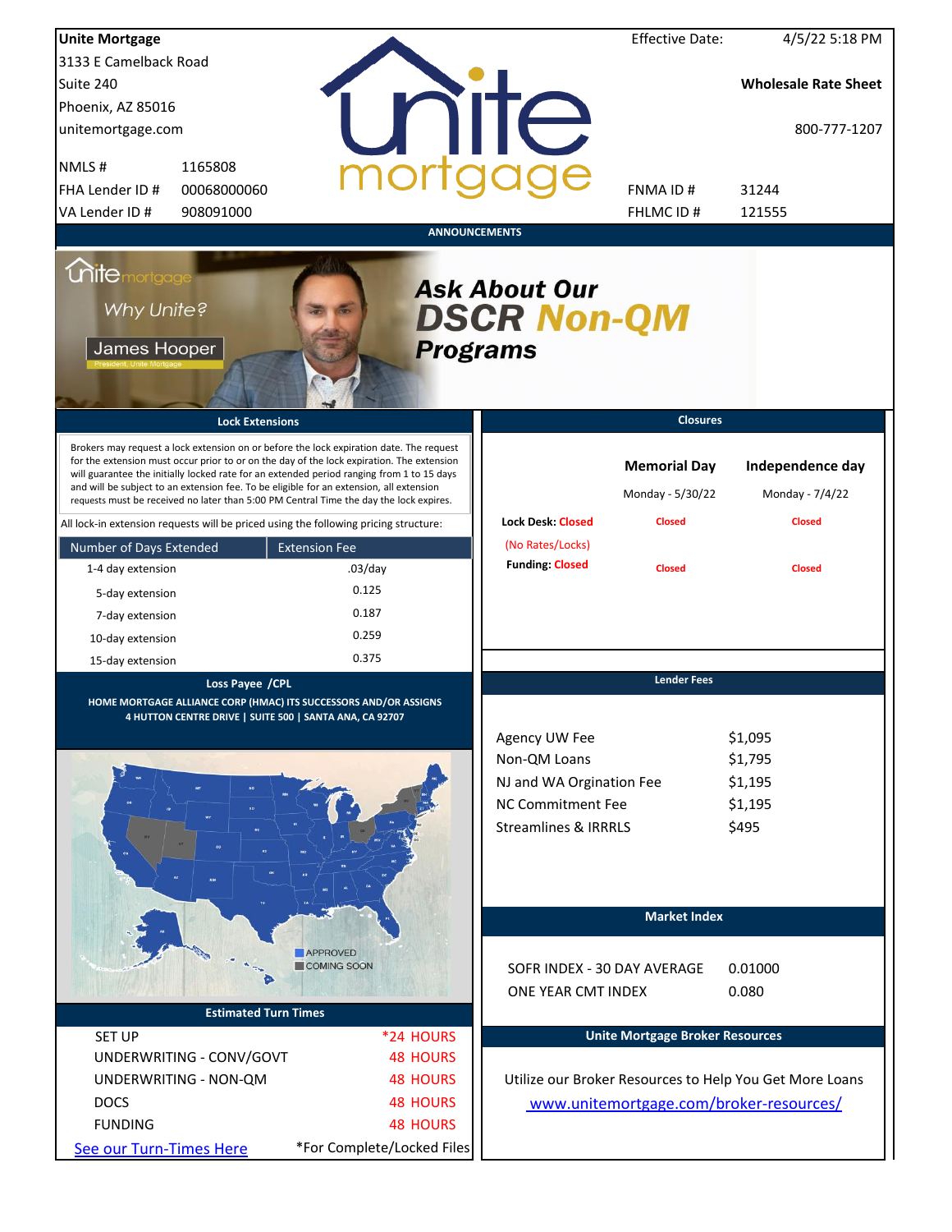**Unite Mortgage**
3133 E Camelback Road
Suite 240
Phoenix, AZ 85016
unitemortgage.com

| | |
|---|---|
| NMLS # | 1165808 |
| FHA Lender ID # | 00068000060 |
| VA Lender ID # | 908091000 |

Effective Date: 4/5/22 5:18 PM

**Wholesale Rate Sheet**

800-777-1207

| | |
|---|---|
| FNMA ID # | 31244 |
| FHLMC ID # | 121555 |

## ANNOUNCEMENTS

Why Unite?
James Hooper
President, Unite Mortgage

***Ask About Our DSCR Non-QM Programs***

## Lock Extensions

Brokers may request a lock extension on or before the lock expiration date. The request for the extension must occur prior to or on the day of the lock expiration. The extension will guarantee the initially locked rate for an extended period ranging from 1 to 15 days and will be subject to an extension fee. To be eligible for an extension, all extension requests must be received no later than 5:00 PM Central Time the day the lock expires.

All lock-in extension requests will be priced using the following pricing structure:

| Number of Days Extended | Extension Fee |
|---|---|
| 1-4 day extension | .03/day |
| 5-day extension | 0.125 |
| 7-day extension | 0.187 |
| 10-day extension | 0.259 |
| 15-day extension | 0.375 |

## Closures

| | Memorial Day | Independence day |
|---|---|---|
| | Monday - 5/30/22 | Monday - 7/4/22 |
| Lock Desk: Closed (No Rates/Locks) | Closed | Closed |
| Funding: Closed | Closed | Closed |

## Loss Payee /CPL

**HOME MORTGAGE ALLIANCE CORP (HMAC) ITS SUCCESSORS AND/OR ASSIGNS**
**4 HUTTON CENTRE DRIVE | SUITE 500 | SANTA ANA, CA 92707**

APPROVED
COMING SOON

## Lender Fees

| | |
|---|---|
| Agency UW Fee | $1,095 |
| Non-QM Loans | $1,795 |
| NJ and WA Orgination Fee | $1,195 |
| NC Commitment Fee | $1,195 |
| Streamlines & IRRRLS | $495 |

## Market Index

| | |
|---|---|
| SOFR INDEX - 30 DAY AVERAGE | 0.01000 |
| ONE YEAR CMT INDEX | 0.080 |

## Estimated Turn Times

| | |
|---|---|
| SET UP | *24 HOURS |
| UNDERWRITING - CONV/GOVT | 48 HOURS |
| UNDERWRITING - NON-QM | 48 HOURS |
| DOCS | 48 HOURS |
| FUNDING | 48 HOURS |

See our Turn-Times Here

*For Complete/Locked Files

## Unite Mortgage Broker Resources

Utilize our Broker Resources to Help You Get More Loans

www.unitemortgage.com/broker-resources/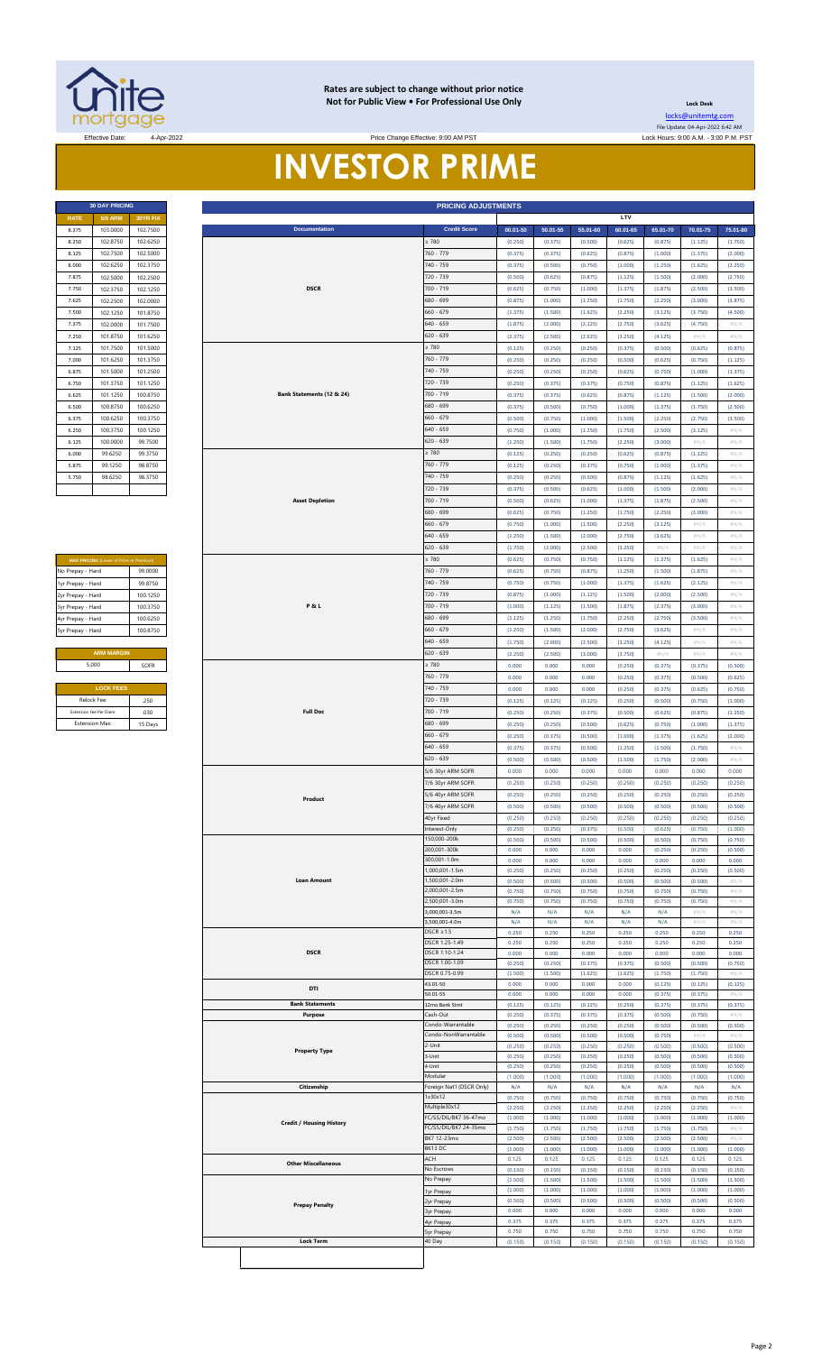**Rates are subject to change without prior notice**
**Not for Public View • For Professional Use Only**

**Lock Desk**
locks@unitemtg.com
File Update: 04-Apr-2022 6:42 AM
Lock Hours: 9:00 A.M. - 3:00 P.M. PST

Effective Date: 4-Apr-2022

Price Change Effective: 9:00 AM PST

# INVESTOR PRIME

| 30 DAY PRICING | | |
|---|---|---|
| RATE | 5/6 ARM | 30YR FIX |
| 8.375 | 103.0000 | 102.7500 |
| 8.250 | 102.8750 | 102.6250 |
| 8.125 | 102.7500 | 102.5000 |
| 8.000 | 102.6250 | 102.3750 |
| 7.875 | 102.5000 | 102.2500 |
| 7.750 | 102.3750 | 102.1250 |
| 7.625 | 102.2500 | 102.0000 |
| 7.500 | 102.1250 | 101.8750 |
| 7.375 | 102.0000 | 101.7500 |
| 7.250 | 101.8750 | 101.6250 |
| 7.125 | 101.7500 | 101.5000 |
| 7.000 | 101.6250 | 101.3750 |
| 6.875 | 101.5000 | 101.2500 |
| 6.750 | 101.3750 | 101.1250 |
| 6.625 | 101.1250 | 100.8750 |
| 6.500 | 100.8750 | 100.6250 |
| 6.375 | 100.6250 | 100.3750 |
| 6.250 | 100.3750 | 100.1250 |
| 6.125 | 100.0000 | 99.7500 |
| 6.000 | 99.6250 | 99.3750 |
| 5.875 | 99.1250 | 98.8750 |
| 5.750 | 98.6250 | 98.3750 |

| MAX PRICING (Lower of Price or Premium) | |
|---|---|
| No Prepay - Hard | 99.0000 |
| 1yr Prepay - Hard | 99.8750 |
| 2yr Prepay - Hard | 100.1250 |
| 3yr Prepay - Hard | 100.3750 |
| 4yr Prepay - Hard | 100.6250 |
| 5yr Prepay - Hard | 100.8750 |

| ARM MARGIN | |
|---|---|
| 5.000 | SOFR |

| LOCK FEES | |
|---|---|
| Relock Fee: | .250 |
| Extension Fee Per Diem: | .030 |
| Extension Max: | 15 Days |

| PRICING ADJUSTMENTS | | | | | | | | |
|---|---|---|---|---|---|---|---|---|
| | | LTV | | | | | | |
| Documentation | Credit Score | 00.01-50 | 50.01-55 | 55.01-60 | 60.01-65 | 65.01-70 | 70.01-75 | 75.01-80 |
| DSCR | ≥ 780 | (0.250) | (0.375) | (0.500) | (0.625) | (0.875) | (1.125) | (1.750) |
| | 760 - 779 | (0.375) | (0.375) | (0.625) | (0.875) | (1.000) | (1.375) | (2.000) |
| | 740 - 759 | (0.375) | (0.500) | (0.750) | (1.000) | (1.250) | (1.625) | (2.250) |
| | 720 - 739 | (0.500) | (0.625) | (0.875) | (1.125) | (1.500) | (2.000) | (2.750) |
| | 700 - 719 | (0.625) | (0.750) | (1.000) | (1.375) | (1.875) | (2.500) | (3.500) |
| | 680 - 699 | (0.875) | (1.000) | (1.250) | (1.750) | (2.250) | (3.000) | (3.875) |
| | 660 - 679 | (1.375) | (1.500) | (1.625) | (2.250) | (3.125) | (3.750) | (4.500) |
| | 640 - 659 | (1.875) | (2.000) | (2.125) | (2.750) | (3.625) | (4.750) | #N/A |
| | 620 - 639 | (2.375) | (2.500) | (2.625) | (3.250) | (4.125) | #N/A | #N/A |
| Bank Statements (12 & 24) | ≥ 780 | (0.125) | (0.250) | (0.250) | (0.375) | (0.500) | (0.625) | (0.875) |
| | 760 - 779 | (0.250) | (0.250) | (0.250) | (0.500) | (0.625) | (0.750) | (1.125) |
| | 740 - 759 | (0.250) | (0.250) | (0.250) | (0.625) | (0.750) | (1.000) | (1.375) |
| | 720 - 739 | (0.250) | (0.375) | (0.375) | (0.750) | (0.875) | (1.125) | (1.625) |
| | 700 - 719 | (0.375) | (0.375) | (0.625) | (0.875) | (1.125) | (1.500) | (2.000) |
| | 680 - 699 | (0.375) | (0.500) | (0.750) | (1.000) | (1.375) | (1.750) | (2.500) |
| | 660 - 679 | (0.500) | (0.750) | (1.000) | (1.500) | (2.250) | (2.750) | (3.500) |
| | 640 - 659 | (0.750) | (1.000) | (1.250) | (1.750) | (2.500) | (3.125) | #N/A |
| | 620 - 639 | (1.250) | (1.500) | (1.750) | (2.250) | (3.000) | #N/A | #N/A |
| Asset Depletion | ≥ 780 | (0.125) | (0.250) | (0.250) | (0.625) | (0.875) | (1.125) | #N/A |
| | 760 - 779 | (0.125) | (0.250) | (0.375) | (0.750) | (1.000) | (1.375) | #N/A |
| | 740 - 759 | (0.250) | (0.250) | (0.500) | (0.875) | (1.125) | (1.625) | #N/A |
| | 720 - 739 | (0.375) | (0.500) | (0.625) | (1.000) | (1.500) | (2.000) | #N/A |
| | 700 - 719 | (0.500) | (0.625) | (1.000) | (1.375) | (1.875) | (2.500) | #N/A |
| | 680 - 699 | (0.625) | (0.750) | (1.250) | (1.750) | (2.250) | (3.000) | #N/A |
| | 660 - 679 | (0.750) | (1.000) | (1.500) | (2.250) | (3.125) | #N/A | #N/A |
| | 640 - 659 | (1.250) | (1.500) | (2.000) | (2.750) | (3.625) | #N/A | #N/A |
| | 620 - 639 | (1.750) | (2.000) | (2.500) | (3.250) | #N/A | #N/A | #N/A |
| P & L | ≥ 780 | (0.625) | (0.750) | (0.750) | (1.125) | (1.375) | (1.625) | #N/A |
| | 760 - 779 | (0.625) | (0.750) | (0.875) | (1.250) | (1.500) | (1.875) | #N/A |
| | 740 - 759 | (0.750) | (0.750) | (1.000) | (1.375) | (1.625) | (2.125) | #N/A |
| | 720 - 739 | (0.875) | (1.000) | (1.125) | (1.500) | (2.000) | (2.500) | #N/A |
| | 700 - 719 | (1.000) | (1.125) | (1.500) | (1.875) | (2.375) | (3.000) | #N/A |
| | 680 - 699 | (1.125) | (1.250) | (1.750) | (2.250) | (2.750) | (3.500) | #N/A |
| | 660 - 679 | (1.250) | (1.500) | (2.000) | (2.750) | (3.625) | #N/A | #N/A |
| | 640 - 659 | (1.750) | (2.000) | (2.500) | (3.250) | (4.125) | #N/A | #N/A |
| | 620 - 639 | (2.250) | (2.500) | (3.000) | (3.750) | #N/A | #N/A | #N/A |
| Full Doc | ≥ 780 | 0.000 | 0.000 | 0.000 | (0.250) | (0.375) | (0.375) | (0.500) |
| | 760 - 779 | 0.000 | 0.000 | 0.000 | (0.250) | (0.375) | (0.500) | (0.625) |
| | 740 - 759 | 0.000 | 0.000 | 0.000 | (0.250) | (0.375) | (0.625) | (0.750) |
| | 720 - 739 | (0.125) | (0.125) | (0.125) | (0.250) | (0.500) | (0.750) | (1.000) |
| | 700 - 719 | (0.250) | (0.250) | (0.375) | (0.500) | (0.625) | (0.875) | (1.250) |
| | 680 - 699 | (0.250) | (0.250) | (0.500) | (0.625) | (0.750) | (1.000) | (1.375) |
| | 660 - 679 | (0.250) | (0.375) | (0.500) | (1.000) | (1.375) | (1.625) | (2.000) |
| | 640 - 659 | (0.375) | (0.375) | (0.500) | (1.250) | (1.500) | (1.750) | #N/A |
| | 620 - 639 | (0.500) | (0.500) | (0.500) | (1.500) | (1.750) | (2.000) | #N/A |
| Product | 5/6 30yr ARM SOFR | 0.000 | 0.000 | 0.000 | 0.000 | 0.000 | 0.000 | 0.000 |
| | 7/6 30yr ARM SOFR | (0.250) | (0.250) | (0.250) | (0.250) | (0.250) | (0.250) | (0.250) |
| | 5/6 40yr ARM SOFR | (0.250) | (0.250) | (0.250) | (0.250) | (0.250) | (0.250) | (0.250) |
| | 7/6 40yr ARM SOFR | (0.500) | (0.500) | (0.500) | (0.500) | (0.500) | (0.500) | (0.500) |
| | 40yr Fixed | (0.250) | (0.250) | (0.250) | (0.250) | (0.250) | (0.250) | (0.250) |
| | Interest-Only | (0.250) | (0.250) | (0.375) | (0.500) | (0.625) | (0.750) | (1.000) |
| Loan Amount | 150,000-200k | (0.500) | (0.500) | (0.500) | (0.500) | (0.500) | (0.750) | (0.750) |
| | 200,001-300k | 0.000 | 0.000 | 0.000 | 0.000 | (0.250) | (0.250) | (0.500) |
| | 300,001-1.0m | 0.000 | 0.000 | 0.000 | 0.000 | 0.000 | 0.000 | 0.000 |
| | 1,000,001-1.5m | (0.250) | (0.250) | (0.250) | (0.250) | (0.250) | (0.250) | (0.500) |
| | 1,500,001-2.0m | (0.500) | (0.500) | (0.500) | (0.500) | (0.500) | (0.500) | #N/A |
| | 2,000,001-2.5m | (0.750) | (0.750) | (0.750) | (0.750) | (0.750) | (0.750) | #N/A |
| | 2,500,001-3.0m | (0.750) | (0.750) | (0.750) | (0.750) | (0.750) | (0.750) | #N/A |
| | 3,000,001-3.5m | N/A | N/A | N/A | N/A | N/A | #N/A | #N/A |
| | 3,500,001-4.0m | N/A | N/A | N/A | N/A | N/A | #N/A | #N/A |
| DSCR | DSCR ≥1.5 | 0.250 | 0.250 | 0.250 | 0.250 | 0.250 | 0.250 | 0.250 |
| | DSCR 1.25-1.49 | 0.250 | 0.250 | 0.250 | 0.250 | 0.250 | 0.250 | 0.250 |
| | DSCR 1.10-1.24 | 0.000 | 0.000 | 0.000 | 0.000 | 0.000 | 0.000 | 0.000 |
| | DSCR 1.00-1.09 | (0.250) | (0.250) | (0.375) | (0.375) | (0.500) | (0.500) | (0.750) |
| | DSCR 0.75-0.99 | (1.500) | (1.500) | (1.625) | (1.625) | (1.750) | (1.750) | #N/A |
| DTI | 43.01-50 | 0.000 | 0.000 | 0.000 | 0.000 | (0.125) | (0.125) | (0.125) |
| | 50.01-55 | 0.000 | 0.000 | 0.000 | 0.000 | (0.375) | (0.375) | #N/A |
| Bank Statements | 12mo Bank Stmt | (0.125) | (0.125) | (0.125) | (0.250) | (0.375) | (0.375) | (0.375) |
| Purpose | Cash-Out | (0.250) | (0.375) | (0.375) | (0.375) | (0.500) | (0.750) | #N/A |
| Property Type | Condo-Warrantable | (0.250) | (0.250) | (0.250) | (0.250) | (0.500) | (0.500) | (0.500) |
| | Condo-NonWarrantable | (0.500) | (0.500) | (0.500) | (0.500) | (0.750) | #N/A | #N/A |
| | 2-Unit | (0.250) | (0.250) | (0.250) | (0.250) | (0.500) | (0.500) | (0.500) |
| | 3-Unit | (0.250) | (0.250) | (0.250) | (0.250) | (0.500) | (0.500) | (0.500) |
| | 4-Unit | (0.250) | (0.250) | (0.250) | (0.250) | (0.500) | (0.500) | (0.500) |
| | Modular | (1.000) | (1.000) | (1.000) | (1.000) | (1.000) | (1.000) | (1.000) |
| Citizenship | Foreign Nat'l (DSCR Only) | N/A | N/A | N/A | N/A | N/A | N/A | N/A |
| Credit / Housing History | 1x30x12 | (0.750) | (0.750) | (0.750) | (0.750) | (0.750) | (0.750) | (0.750) |
| | Multiple30x12 | (2.250) | (2.250) | (2.250) | (2.250) | (2.250) | (2.250) | #N/A |
| | FC/SS/DIL/BK7 36-47mo | (1.000) | (1.000) | (1.000) | (1.000) | (1.000) | (1.000) | (1.000) |
| | FC/SS/DIL/BK7 24-35mo | (1.750) | (1.750) | (1.750) | (1.750) | (1.750) | (1.750) | #N/A |
| | BK7 12-23mo | (2.500) | (2.500) | (2.500) | (2.500) | (2.500) | (2.500) | #N/A |
| | BK13 DC | (1.000) | (1.000) | (1.000) | (1.000) | (1.000) | (1.000) | (1.000) |
| Other Miscellaneous | ACH | 0.125 | 0.125 | 0.125 | 0.125 | 0.125 | 0.125 | 0.125 |
| | No Escrows | (0.150) | (0.150) | (0.150) | (0.150) | (0.150) | (0.150) | (0.150) |
| Prepay Penalty | No Prepay | (1.500) | (1.500) | (1.500) | (1.500) | (1.500) | (1.500) | (1.500) |
| | 1yr Prepay | (1.000) | (1.000) | (1.000) | (1.000) | (1.000) | (1.000) | (1.000) |
| | 2yr Prepay | (0.500) | (0.500) | (0.500) | (0.500) | (0.500) | (0.500) | (0.500) |
| | 3yr Prepay | 0.000 | 0.000 | 0.000 | 0.000 | 0.000 | 0.000 | 0.000 |
| | 4yr Prepay | 0.375 | 0.375 | 0.375 | 0.375 | 0.375 | 0.375 | 0.375 |
| | 5yr Prepay | 0.750 | 0.750 | 0.750 | 0.750 | 0.750 | 0.750 | 0.750 |
| Lock Term | 40 Day | (0.150) | (0.150) | (0.150) | (0.150) | (0.150) | (0.150) | (0.150) |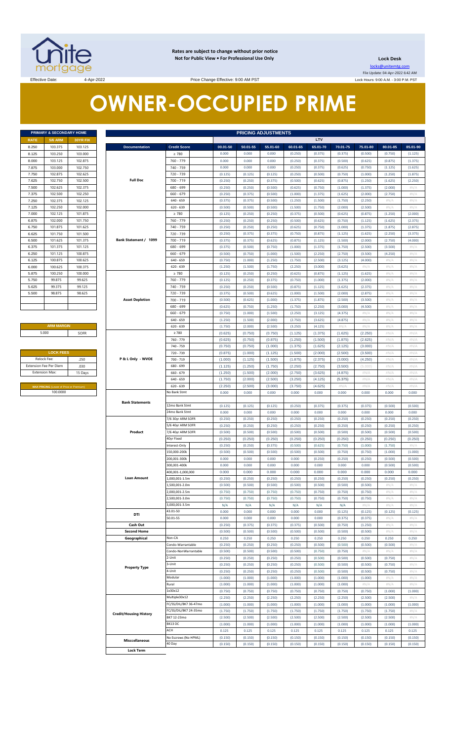**Rates are subject to change without prior notice**
**Not for Public View • For Professional Use Only**

**Lock Desk**
locks@unitemtg.com
File Update: 04-Apr-2022 6:42 AM
Lock Hours: 9:00 A.M. - 3:00 P.M. PST

Effective Date: 4-Apr-2022 Price Change Effective: 9:00 AM PST

# OWNER-OCCUPIED PRIME

| PRIMARY & SECONDARY HOME | | |
|---|---|---|
| RATE | 5/6 ARM | 30YR FIX |
| 8.250 | 103.375 | 103.125 |
| 8.125 | 103.250 | 103.000 |
| 8.000 | 103.125 | 102.875 |
| 7.875 | 103.000 | 102.750 |
| 7.750 | 102.875 | 102.625 |
| 7.625 | 102.750 | 102.500 |
| 7.500 | 102.625 | 102.375 |
| 7.375 | 102.500 | 102.250 |
| 7.250 | 102.375 | 102.125 |
| 7.125 | 102.250 | 102.000 |
| 7.000 | 102.125 | 101.875 |
| 6.875 | 102.000 | 101.750 |
| 6.750 | 101.875 | 101.625 |
| 6.625 | 101.750 | 101.500 |
| 6.500 | 101.625 | 101.375 |
| 6.375 | 101.375 | 101.125 |
| 6.250 | 101.125 | 100.875 |
| 6.125 | 100.875 | 100.625 |
| 6.000 | 100.625 | 100.375 |
| 5.875 | 100.250 | 100.000 |
| 5.750 | 99.875 | 99.625 |
| 5.625 | 99.375 | 99.125 |
| 5.500 | 98.875 | 98.625 |

| ARM MARGIN | |
|---|---|
| 5.000 | SOFR |

| LOCK FEES | |
|---|---|
| Relock Fee: | .250 |
| Extension Fee Per Diem | .030 |
| Extension Max: | 15 Days |

| MAX PRICING (Lower of Price or Premium) |
|---|
| 100.0000 |

| PRICING ADJUSTMENTS | | | | | | | | | | |
|---|---|---|---|---|---|---|---|---|---|---|
| | | LTV | | | | | | | | |
| Documentation | Credit Score | 00.01-50 | 50.01-55 | 55.01-60 | 60.01-65 | 65.01-70 | 70.01-75 | 75.01-80 | 80.01-85 | 85.01-90 |
| Full Doc | ≥ 780 | 0.000 | 0.000 | 0.000 | (0.250) | (0.375) | (0.375) | (0.500) | (0.750) | (1.125) |
| | 760 - 779 | 0.000 | 0.000 | 0.000 | (0.250) | (0.375) | (0.500) | (0.625) | (0.875) | (1.375) |
| | 740 - 759 | 0.000 | 0.000 | 0.000 | (0.250) | (0.375) | (0.625) | (0.750) | (1.125) | (1.625) |
| | 720 - 739 | (0.125) | (0.125) | (0.125) | (0.250) | (0.500) | (0.750) | (1.000) | (1.250) | (1.875) |
| | 700 - 719 | (0.250) | (0.250) | (0.375) | (0.500) | (0.625) | (0.875) | (1.250) | (1.625) | (2.250) |
| | 680 - 699 | (0.250) | (0.250) | (0.500) | (0.625) | (0.750) | (1.000) | (1.375) | (2.000) | #N/A |
| | 660 - 679 | (0.250) | (0.375) | (0.500) | (1.000) | (1.375) | (1.625) | (2.000) | (2.750) | #N/A |
| | 640 - 659 | (0.375) | (0.375) | (0.500) | (1.250) | (1.500) | (1.750) | (2.250) | #N/A | #N/A |
| | 620 - 639 | (0.500) | (0.500) | (0.500) | (1.500) | (1.750) | (2.000) | (2.500) | #N/A | #N/A |
| Bank Statement / 1099 | ≥ 780 | (0.125) | (0.250) | (0.250) | (0.375) | (0.500) | (0.625) | (0.875) | (1.250) | (2.000) |
| | 760 - 779 | (0.250) | (0.250) | (0.250) | (0.500) | (0.625) | (0.750) | (1.125) | (1.625) | (2.375) |
| | 740 - 759 | (0.250) | (0.250) | (0.250) | (0.625) | (0.750) | (1.000) | (1.375) | (1.875) | (2.875) |
| | 720 - 739 | (0.250) | (0.375) | (0.375) | (0.750) | (0.875) | (1.125) | (1.625) | (2.250) | (3.375) |
| | 700 - 719 | (0.375) | (0.375) | (0.625) | (0.875) | (1.125) | (1.500) | (2.000) | (2.750) | (4.000) |
| | 680 - 699 | (0.375) | (0.500) | (0.750) | (1.000) | (1.375) | (1.750) | (2.500) | (3.500) | #N/A |
| | 660 - 679 | (0.500) | (0.750) | (1.000) | (1.500) | (2.250) | (2.750) | (3.500) | (4.250) | #N/A |
| | 640 - 659 | (0.750) | (1.000) | (1.250) | (1.750) | (2.500) | (3.125) | (4.000) | #N/A | #N/A |
| | 620 - 639 | (1.250) | (1.500) | (1.750) | (2.250) | (3.000) | (3.625) | #N/A | #N/A | #N/A |
| Asset Depletion | ≥ 780 | (0.125) | (0.250) | (0.250) | (0.625) | (0.875) | (1.125) | (1.625) | #N/A | #N/A |
| | 760 - 779 | (0.125) | (0.250) | (0.375) | (0.750) | (1.000) | (1.375) | (2.000) | #N/A | #N/A |
| | 740 - 759 | (0.250) | (0.250) | (0.500) | (0.875) | (1.125) | (1.625) | (2.375) | #N/A | #N/A |
| | 720 - 739 | (0.375) | (0.500) | (0.625) | (1.000) | (1.500) | (2.000) | (2.875) | #N/A | #N/A |
| | 700 - 719 | (0.500) | (0.625) | (1.000) | (1.375) | (1.875) | (2.500) | (3.500) | #N/A | #N/A |
| | 680 - 699 | (0.625) | (0.750) | (1.250) | (1.750) | (2.250) | (3.000) | (4.500) | #N/A | #N/A |
| | 660 - 679 | (0.750) | (1.000) | (1.500) | (2.250) | (3.125) | (4.375) | #N/A | #N/A | #N/A |
| | 640 - 659 | (1.250) | (1.500) | (2.000) | (2.750) | (3.625) | (4.875) | #N/A | #N/A | #N/A |
| | 620 - 639 | (1.750) | (2.000) | (2.500) | (3.250) | (4.125) | #N/A | #N/A | #N/A | #N/A |
| P & L Only - WVOE | ≥ 780 | (0.625) | (0.750) | (0.750) | (1.125) | (1.375) | (1.625) | (2.250) | #N/A | #N/A |
| | 760 - 779 | (0.625) | (0.750) | (0.875) | (1.250) | (1.500) | (1.875) | (2.625) | #N/A | #N/A |
| | 740 - 759 | (0.750) | (0.750) | (1.000) | (1.375) | (1.625) | (2.125) | (3.000) | #N/A | #N/A |
| | 720 - 739 | (0.875) | (1.000) | (1.125) | (1.500) | (2.000) | (2.500) | (3.500) | #N/A | #N/A |
| | 700 - 719 | (1.000) | (1.125) | (1.500) | (1.875) | (2.375) | (3.000) | (4.250) | #N/A | #N/A |
| | 680 - 699 | (1.125) | (1.250) | (1.750) | (2.250) | (2.750) | (3.500) | (5.000) | #N/A | #N/A |
| | 660 - 679 | (1.250) | (1.500) | (2.000) | (2.750) | (3.625) | (4.875) | #N/A | #N/A | #N/A |
| | 640 - 659 | (1.750) | (2.000) | (2.500) | (3.250) | (4.125) | (5.375) | #N/A | #N/A | #N/A |
| | 620 - 639 | (2.250) | (2.500) | (3.000) | (3.750) | (4.625) | #N/A | #N/A | #N/A | #N/A |
| Bank Statements | No Bank Stmt | 0.000 | 0.000 | 0.000 | 0.000 | 0.000 | 0.000 | 0.000 | 0.000 | 0.000 |
| | 12mo Bank Stmt | (0.125) | (0.125) | (0.125) | (0.250) | (0.375) | (0.375) | (0.375) | (0.500) | (0.500) |
| | 24mo Bank Stmt | 0.000 | 0.000 | 0.000 | 0.000 | 0.000 | 0.000 | 0.000 | 0.000 | 0.000 |
| Product | 7/6 30yr ARM SOFR | (0.250) | (0.250) | (0.250) | (0.250) | (0.250) | (0.250) | (0.250) | (0.250) | (0.250) |
| | 5/6 40yr ARM SOFR | (0.250) | (0.250) | (0.250) | (0.250) | (0.250) | (0.250) | (0.250) | (0.250) | (0.250) |
| | 7/6 40yr ARM SOFR | (0.500) | (0.500) | (0.500) | (0.500) | (0.500) | (0.500) | (0.500) | (0.500) | (0.500) |
| | 40yr Fixed | (0.250) | (0.250) | (0.250) | (0.250) | (0.250) | (0.250) | (0.250) | (0.250) | (0.250) |
| | Interest-Only | (0.250) | (0.250) | (0.375) | (0.500) | (0.625) | (0.750) | (1.000) | (1.750) | #N/A |
| Loan Amount | 150,000-200k | (0.500) | (0.500) | (0.500) | (0.500) | (0.500) | (0.750) | (0.750) | (1.000) | (1.000) |
| | 200,001-300k | 0.000 | 0.000 | 0.000 | 0.000 | (0.250) | (0.250) | (0.250) | (0.500) | (0.500) |
| | 300,001-400k | 0.000 | 0.000 | 0.000 | 0.000 | 0.000 | 0.000 | 0.000 | (0.500) | (0.500) |
| | 400,001-1,000,000 | 0.000 | 0.000 | 0.000 | 0.000 | 0.000 | 0.000 | 0.000 | 0.000 | 0.000 |
| | 1,000,001-1.5m | (0.250) | (0.250) | (0.250) | (0.250) | (0.250) | (0.250) | (0.250) | (0.250) | (0.250) |
| | 1,500,001-2.0m | (0.500) | (0.500) | (0.500) | (0.500) | (0.500) | (0.500) | (0.500) | #N/A | #N/A |
| | 2,000,001-2.5m | (0.750) | (0.750) | (0.750) | (0.750) | (0.750) | (0.750) | (0.750) | #N/A | #N/A |
| | 2,500,001-3.0m | (0.750) | (0.750) | (0.750) | (0.750) | (0.750) | (0.750) | (0.750) | #N/A | #N/A |
| | 3,000,001-3.5m | N/A | N/A | N/A | N/A | N/A | N/A | #N/A | #N/A | #N/A |
| DTI | 43.01-50 | 0.000 | 0.000 | 0.000 | 0.000 | 0.000 | (0.125) | (0.125) | (0.125) | (0.125) |
| | 50.01-55 | 0.000 | 0.000 | 0.000 | 0.000 | 0.000 | (0.375) | (0.375) | #N/A | #N/A |
| Cash Out | | (0.250) | (0.375) | (0.375) | (0.375) | (0.500) | (0.750) | (1.250) | #N/A | #N/A |
| Second Home | | (0.500) | (0.500) | (0.500) | (0.500) | (0.500) | (0.500) | (0.500) | #N/A | #N/A |
| Geographical | Non-CA | 0.250 | 0.250 | 0.250 | 0.250 | 0.250 | 0.250 | 0.250 | 0.250 | 0.250 |
| Property Type | Condo-Warrantable | (0.250) | (0.250) | (0.250) | (0.250) | (0.500) | (0.500) | (0.500) | (0.500) | #N/A |
| | Condo-NonWarrantable | (0.500) | (0.500) | (0.500) | (0.500) | (0.750) | (0.750) | #N/A | #N/A | #N/A |
| | 2-Unit | (0.250) | (0.250) | (0.250) | (0.250) | (0.500) | (0.500) | (0.500) | (0.750) | #N/A |
| | 3-Unit | (0.250) | (0.250) | (0.250) | (0.250) | (0.500) | (0.500) | (0.500) | (0.750) | #N/A |
| | 4-Unit | (0.250) | (0.250) | (0.250) | (0.250) | (0.500) | (0.500) | (0.500) | (0.750) | #N/A |
| | Modular | (1.000) | (1.000) | (1.000) | (1.000) | (1.000) | (1.000) | (1.000) | #N/A | #N/A |
| | Rural | (1.000) | (1.000) | (1.000) | (1.000) | (1.000) | (1.000) | #N/A | #N/A | #N/A |
| Credit/Housing History | 1x30x12 | (0.750) | (0.750) | (0.750) | (0.750) | (0.750) | (0.750) | (0.750) | (1.000) | (1.000) |
| | Multiple30x12 | (2.250) | (2.250) | (2.250) | (2.250) | (2.250) | (2.250) | (2.500) | (2.500) | #N/A |
| | FC/SS/DIL/BK7 36-47mo | (1.000) | (1.000) | (1.000) | (1.000) | (1.000) | (1.000) | (1.000) | (1.000) | (1.000) |
| | FC/SS/DIL/BK7 24-35mo | (1.750) | (1.750) | (1.750) | (1.750) | (1.750) | (1.750) | (1.750) | (1.750) | #N/A |
| | BK7 12-23mo | (2.500) | (2.500) | (2.500) | (2.500) | (2.500) | (2.500) | (2.500) | (2.500) | #N/A |
| | BK13 DC | (1.000) | (1.000) | (1.000) | (1.000) | (1.000) | (1.000) | (1.000) | (1.000) | (1.000) |
| Misccellaneous | ACH | 0.125 | 0.125 | 0.125 | 0.125 | 0.125 | 0.125 | 0.125 | 0.125 | 0.125 |
| | No Escrows (No HPML) | (0.150) | (0.150) | (0.150) | (0.150) | (0.150) | (0.150) | (0.150) | (0.150) | (0.150) |
| Lock Term | 40 Day | (0.150) | (0.150) | (0.150) | (0.150) | (0.150) | (0.150) | (0.150) | (0.150) | (0.150) |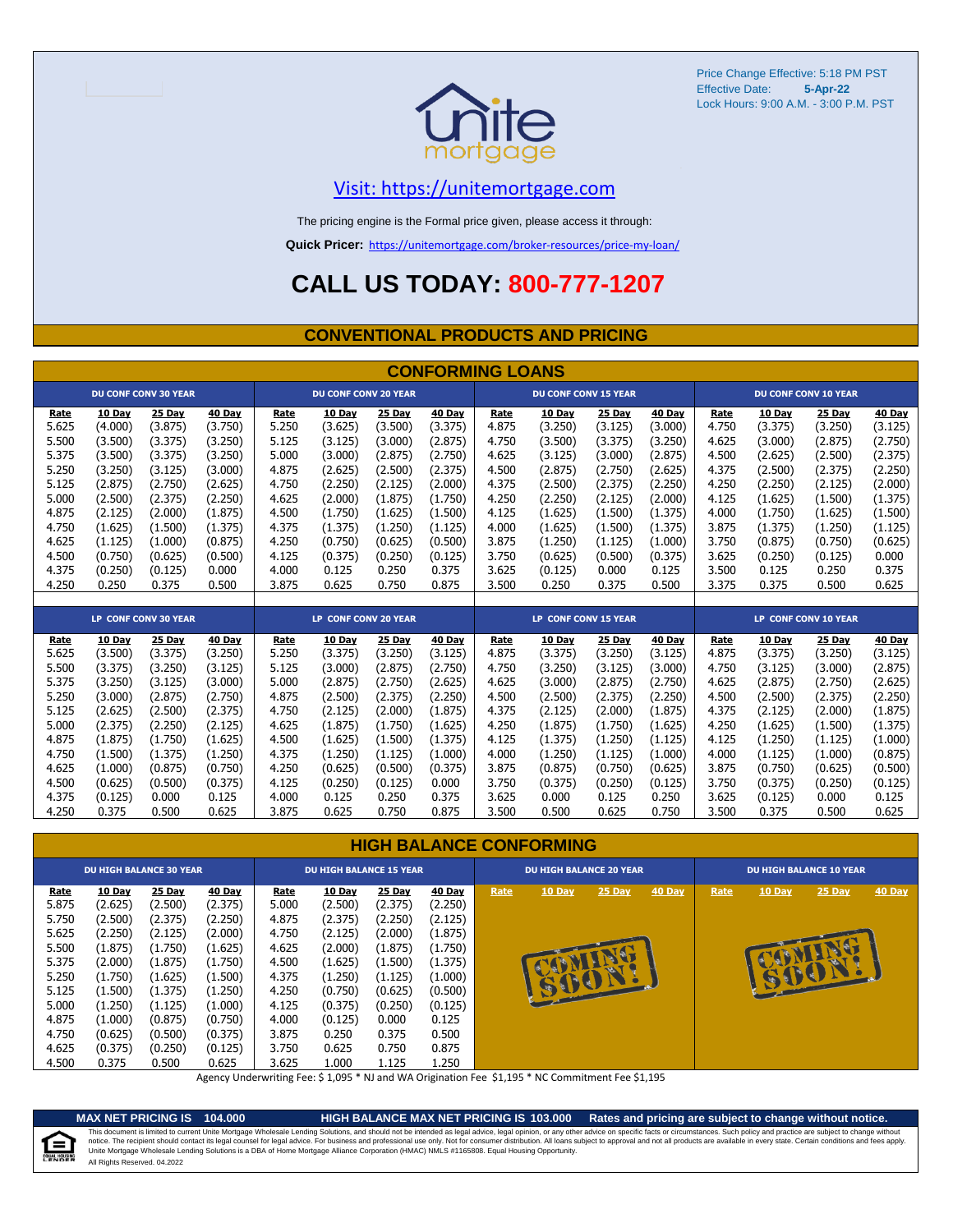Price Change Effective: 5:18 PM PST
Effective Date: **5-Apr-22**
Lock Hours: 9:00 A.M. - 3:00 P.M. PST

Visit: https://unitemortgage.com

The pricing engine is the Formal price given, please access it through:

**Quick Pricer:** https://unitemortgage.com/broker-resources/price-my-loan/

# CALL US TODAY: 800-777-1207

## CONVENTIONAL PRODUCTS AND PRICING

### CONFORMING LOANS

| DU CONF CONV 30 YEAR | | | | DU CONF CONV 20 YEAR | | | | DU CONF CONV 15 YEAR | | | | DU CONF CONV 10 YEAR | | | |
|---|---|---|---|---|---|---|---|---|---|---|---|---|---|---|---|
| Rate | 10 Day | 25 Day | 40 Day | Rate | 10 Day | 25 Day | 40 Day | Rate | 10 Day | 25 Day | 40 Day | Rate | 10 Day | 25 Day | 40 Day |
| 5.625 | (4.000) | (3.875) | (3.750) | 5.250 | (3.625) | (3.500) | (3.375) | 4.875 | (3.250) | (3.125) | (3.000) | 4.750 | (3.375) | (3.250) | (3.125) |
| 5.500 | (3.500) | (3.375) | (3.250) | 5.125 | (3.125) | (3.000) | (2.875) | 4.750 | (3.500) | (3.375) | (3.250) | 4.625 | (3.000) | (2.875) | (2.750) |
| 5.375 | (3.500) | (3.375) | (3.250) | 5.000 | (3.000) | (2.875) | (2.750) | 4.625 | (3.125) | (3.000) | (2.875) | 4.500 | (2.625) | (2.500) | (2.375) |
| 5.250 | (3.250) | (3.125) | (3.000) | 4.875 | (2.625) | (2.500) | (2.375) | 4.500 | (2.875) | (2.750) | (2.625) | 4.375 | (2.500) | (2.375) | (2.250) |
| 5.125 | (2.875) | (2.750) | (2.625) | 4.750 | (2.250) | (2.125) | (2.000) | 4.375 | (2.500) | (2.375) | (2.250) | 4.250 | (2.250) | (2.125) | (2.000) |
| 5.000 | (2.500) | (2.375) | (2.250) | 4.625 | (2.000) | (1.875) | (1.750) | 4.250 | (2.250) | (2.125) | (2.000) | 4.125 | (1.625) | (1.500) | (1.375) |
| 4.875 | (2.125) | (2.000) | (1.875) | 4.500 | (1.750) | (1.625) | (1.500) | 4.125 | (1.625) | (1.500) | (1.375) | 4.000 | (1.750) | (1.625) | (1.500) |
| 4.750 | (1.625) | (1.500) | (1.375) | 4.375 | (1.375) | (1.250) | (1.125) | 4.000 | (1.625) | (1.500) | (1.375) | 3.875 | (1.375) | (1.250) | (1.125) |
| 4.625 | (1.125) | (1.000) | (0.875) | 4.250 | (0.750) | (0.625) | (0.500) | 3.875 | (1.250) | (1.125) | (1.000) | 3.750 | (0.875) | (0.750) | (0.625) |
| 4.500 | (0.750) | (0.625) | (0.500) | 4.125 | (0.375) | (0.250) | (0.125) | 3.750 | (0.625) | (0.500) | (0.375) | 3.625 | (0.250) | (0.125) | 0.000 |
| 4.375 | (0.250) | (0.125) | 0.000 | 4.000 | 0.125 | 0.250 | 0.375 | 3.625 | (0.125) | 0.000 | 0.125 | 3.500 | 0.125 | 0.250 | 0.375 |
| 4.250 | 0.250 | 0.375 | 0.500 | 3.875 | 0.625 | 0.750 | 0.875 | 3.500 | 0.250 | 0.375 | 0.500 | 3.375 | 0.375 | 0.500 | 0.625 |

| LP CONF CONV 30 YEAR | | | | LP CONF CONV 20 YEAR | | | | LP CONF CONV 15 YEAR | | | | LP CONF CONV 10 YEAR | | | |
|---|---|---|---|---|---|---|---|---|---|---|---|---|---|---|---|
| Rate | 10 Day | 25 Day | 40 Day | Rate | 10 Day | 25 Day | 40 Day | Rate | 10 Day | 25 Day | 40 Day | Rate | 10 Day | 25 Day | 40 Day |
| 5.625 | (3.500) | (3.375) | (3.250) | 5.250 | (3.375) | (3.250) | (3.125) | 4.875 | (3.375) | (3.250) | (3.125) | 4.875 | (3.375) | (3.250) | (3.125) |
| 5.500 | (3.375) | (3.250) | (3.125) | 5.125 | (3.000) | (2.875) | (2.750) | 4.750 | (3.250) | (3.125) | (3.000) | 4.750 | (3.125) | (3.000) | (2.875) |
| 5.375 | (3.250) | (3.125) | (3.000) | 5.000 | (2.875) | (2.750) | (2.625) | 4.625 | (3.000) | (2.875) | (2.750) | 4.625 | (2.875) | (2.750) | (2.625) |
| 5.250 | (3.000) | (2.875) | (2.750) | 4.875 | (2.500) | (2.375) | (2.250) | 4.500 | (2.500) | (2.375) | (2.250) | 4.500 | (2.500) | (2.375) | (2.250) |
| 5.125 | (2.625) | (2.500) | (2.375) | 4.750 | (2.125) | (2.000) | (1.875) | 4.375 | (2.125) | (2.000) | (1.875) | 4.375 | (2.125) | (2.000) | (1.875) |
| 5.000 | (2.375) | (2.250) | (2.125) | 4.625 | (1.875) | (1.750) | (1.625) | 4.250 | (1.875) | (1.750) | (1.625) | 4.250 | (1.625) | (1.500) | (1.375) |
| 4.875 | (1.875) | (1.750) | (1.625) | 4.500 | (1.625) | (1.500) | (1.375) | 4.125 | (1.375) | (1.250) | (1.125) | 4.125 | (1.250) | (1.125) | (1.000) |
| 4.750 | (1.500) | (1.375) | (1.250) | 4.375 | (1.250) | (1.125) | (1.000) | 4.000 | (1.250) | (1.125) | (1.000) | 4.000 | (1.125) | (1.000) | (0.875) |
| 4.625 | (1.000) | (0.875) | (0.750) | 4.250 | (0.625) | (0.500) | (0.375) | 3.875 | (0.875) | (0.750) | (0.625) | 3.875 | (0.750) | (0.625) | (0.500) |
| 4.500 | (0.625) | (0.500) | (0.375) | 4.125 | (0.250) | (0.125) | 0.000 | 3.750 | (0.375) | (0.250) | (0.125) | 3.750 | (0.375) | (0.250) | (0.125) |
| 4.375 | (0.125) | 0.000 | 0.125 | 4.000 | 0.125 | 0.250 | 0.375 | 3.625 | 0.000 | 0.125 | 0.250 | 3.625 | (0.125) | 0.000 | 0.125 |
| 4.250 | 0.375 | 0.500 | 0.625 | 3.875 | 0.625 | 0.750 | 0.875 | 3.500 | 0.500 | 0.625 | 0.750 | 3.500 | 0.375 | 0.500 | 0.625 |

### HIGH BALANCE CONFORMING

| DU HIGH BALANCE 30 YEAR | | | | DU HIGH BALANCE 15 YEAR | | | | DU HIGH BALANCE 20 YEAR | | | | DU HIGH BALANCE 10 YEAR | | | |
|---|---|---|---|---|---|---|---|---|---|---|---|---|---|---|---|
| Rate | 10 Day | 25 Day | 40 Day | Rate | 10 Day | 25 Day | 40 Day | Rate | 10 Day | 25 Day | 40 Day | Rate | 10 Day | 25 Day | 40 Day |
| 5.875 | (2.625) | (2.500) | (2.375) | 5.000 | (2.500) | (2.375) | (2.250) | COMING SOON! | | | | COMING SOON! | | | |
| 5.750 | (2.500) | (2.375) | (2.250) | 4.875 | (2.375) | (2.250) | (2.125) | | | | | | | | |
| 5.625 | (2.250) | (2.125) | (2.000) | 4.750 | (2.125) | (2.000) | (1.875) | | | | | | | | |
| 5.500 | (1.875) | (1.750) | (1.625) | 4.625 | (2.000) | (1.875) | (1.750) | | | | | | | | |
| 5.375 | (2.000) | (1.875) | (1.750) | 4.500 | (1.625) | (1.500) | (1.375) | | | | | | | | |
| 5.250 | (1.750) | (1.625) | (1.500) | 4.375 | (1.250) | (1.125) | (1.000) | | | | | | | | |
| 5.125 | (1.500) | (1.375) | (1.250) | 4.250 | (0.750) | (0.625) | (0.500) | | | | | | | | |
| 5.000 | (1.250) | (1.125) | (1.000) | 4.125 | (0.375) | (0.250) | (0.125) | | | | | | | | |
| 4.875 | (1.000) | (0.875) | (0.750) | 4.000 | (0.125) | 0.000 | 0.125 | | | | | | | | |
| 4.750 | (0.625) | (0.500) | (0.375) | 3.875 | 0.250 | 0.375 | 0.500 | | | | | | | | |
| 4.625 | (0.375) | (0.250) | (0.125) | 3.750 | 0.625 | 0.750 | 0.875 | | | | | | | | |
| 4.500 | 0.375 | 0.500 | 0.625 | 3.625 | 1.000 | 1.125 | 1.250 | | | | | | | | |

Agency Underwriting Fee: $ 1,095 * NJ and WA Origination Fee $1,195 * NC Commitment Fee $1,195

**MAX NET PRICING IS 104.000** **HIGH BALANCE MAX NET PRICING IS 103.000** **Rates and pricing are subject to change without notice.**

This document is limited to current Unite Mortgage Wholesale Lending Solutions, and should not be intended as legal advice, legal opinion, or any other advice on specific facts or circumstances. Such policy and practice are subject to change without notice. The recipient should contact its legal counsel for legal advice. For business and professional use only. Not for consumer distribution. All loans subject to approval and not all products are available in every state. Certain conditions and fees apply. Unite Mortgage Wholesale Lending Solutions is a DBA of Home Mortgage Alliance Corporation (HMAC) NMLS #1165808. Equal Housing Opportunity.
All Rights Reserved. 04.2022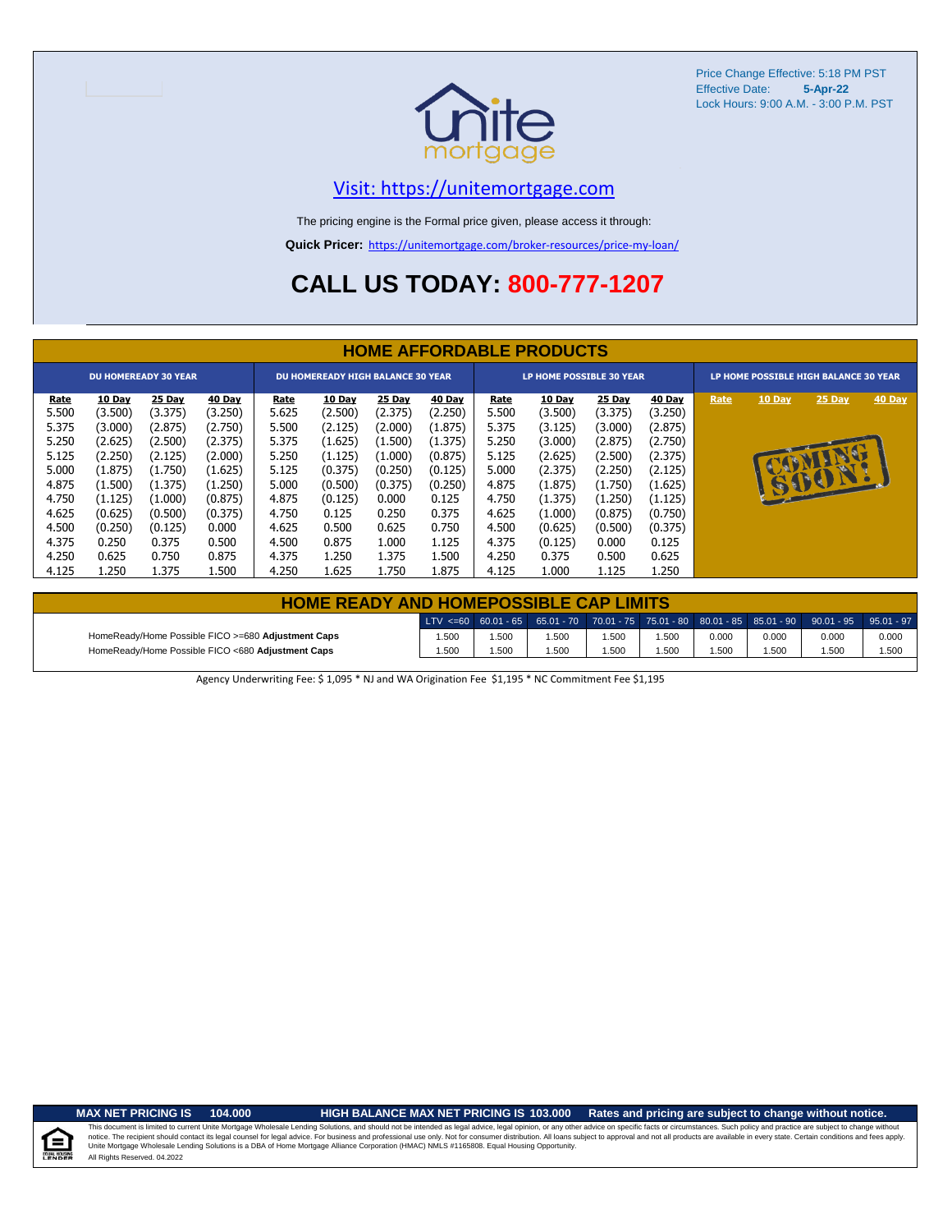Price Change Effective: 5:18 PM PST
Effective Date: **5-Apr-22**
Lock Hours: 9:00 A.M. - 3:00 P.M. PST

[Visit: https://unitemortgage.com](https://unitemortgage.com)

The pricing engine is the Formal price given, please access it through:

**Quick Pricer:** https://unitemortgage.com/broker-resources/price-my-loan/

# CALL US TODAY: 800-777-1207

## HOME AFFORDABLE PRODUCTS

| DU HOMEREADY 30 YEAR | | | | DU HOMEREADY HIGH BALANCE 30 YEAR | | | | LP HOME POSSIBLE 30 YEAR | | | | LP HOME POSSIBLE HIGH BALANCE 30 YEAR | | | |
|---|---|---|---|---|---|---|---|---|---|---|---|---|---|---|---|
| Rate | 10 Day | 25 Day | 40 Day | Rate | 10 Day | 25 Day | 40 Day | Rate | 10 Day | 25 Day | 40 Day | Rate | 10 Day | 25 Day | 40 Day |
| 5.500 | (3.500) | (3.375) | (3.250) | 5.625 | (2.500) | (2.375) | (2.250) | 5.500 | (3.500) | (3.375) | (3.250) | COMING SOON! | | | |
| 5.375 | (3.000) | (2.875) | (2.750) | 5.500 | (2.125) | (2.000) | (1.875) | 5.375 | (3.125) | (3.000) | (2.875) | | | | |
| 5.250 | (2.625) | (2.500) | (2.375) | 5.375 | (1.625) | (1.500) | (1.375) | 5.250 | (3.000) | (2.875) | (2.750) | | | | |
| 5.125 | (2.250) | (2.125) | (2.000) | 5.250 | (1.125) | (1.000) | (0.875) | 5.125 | (2.625) | (2.500) | (2.375) | | | | |
| 5.000 | (1.875) | (1.750) | (1.625) | 5.125 | (0.375) | (0.250) | (0.125) | 5.000 | (2.375) | (2.250) | (2.125) | | | | |
| 4.875 | (1.500) | (1.375) | (1.250) | 5.000 | (0.500) | (0.375) | (0.250) | 4.875 | (1.875) | (1.750) | (1.625) | | | | |
| 4.750 | (1.125) | (1.000) | (0.875) | 4.875 | (0.125) | 0.000 | 0.125 | 4.750 | (1.375) | (1.250) | (1.125) | | | | |
| 4.625 | (0.625) | (0.500) | (0.375) | 4.750 | 0.125 | 0.250 | 0.375 | 4.625 | (1.000) | (0.875) | (0.750) | | | | |
| 4.500 | (0.250) | (0.125) | 0.000 | 4.625 | 0.500 | 0.625 | 0.750 | 4.500 | (0.625) | (0.500) | (0.375) | | | | |
| 4.375 | 0.250 | 0.375 | 0.500 | 4.500 | 0.875 | 1.000 | 1.125 | 4.375 | (0.125) | 0.000 | 0.125 | | | | |
| 4.250 | 0.625 | 0.750 | 0.875 | 4.375 | 1.250 | 1.375 | 1.500 | 4.250 | 0.375 | 0.500 | 0.625 | | | | |
| 4.125 | 1.250 | 1.375 | 1.500 | 4.250 | 1.625 | 1.750 | 1.875 | 4.125 | 1.000 | 1.125 | 1.250 | | | | |

## HOME READY AND HOMEPOSSIBLE CAP LIMITS

| | LTV <=60 | 60.01 - 65 | 65.01 - 70 | 70.01 - 75 | 75.01 - 80 | 80.01 - 85 | 85.01 - 90 | 90.01 - 95 | 95.01 - 97 |
|---|---|---|---|---|---|---|---|---|---|
| HomeReady/Home Possible FICO >=680 **Adjustment Caps** | 1.500 | 1.500 | 1.500 | 1.500 | 1.500 | 0.000 | 0.000 | 0.000 | 0.000 |
| HomeReady/Home Possible FICO <680 **Adjustment Caps** | 1.500 | 1.500 | 1.500 | 1.500 | 1.500 | 1.500 | 1.500 | 1.500 | 1.500 |

Agency Underwriting Fee: $ 1,095 * NJ and WA Origination Fee $1,195 * NC Commitment Fee $1,195

**MAX NET PRICING IS 104.000** **HIGH BALANCE MAX NET PRICING IS 103.000** **Rates and pricing are subject to change without notice.**

This document is limited to current Unite Mortgage Wholesale Lending Solutions, and should not be intended as legal advice, legal opinion, or any other advice on specific facts or circumstances. Such policy and practice are subject to change without notice. The recipient should contact its legal counsel for legal advice. For business and professional use only. Not for consumer distribution. All loans subject to approval and not all products are available in every state. Certain conditions and fees apply. Unite Mortgage Wholesale Lending Solutions is a DBA of Home Mortgage Alliance Corporation (HMAC) NMLS #1165808. Equal Housing Opportunity.
All Rights Reserved. 04.2022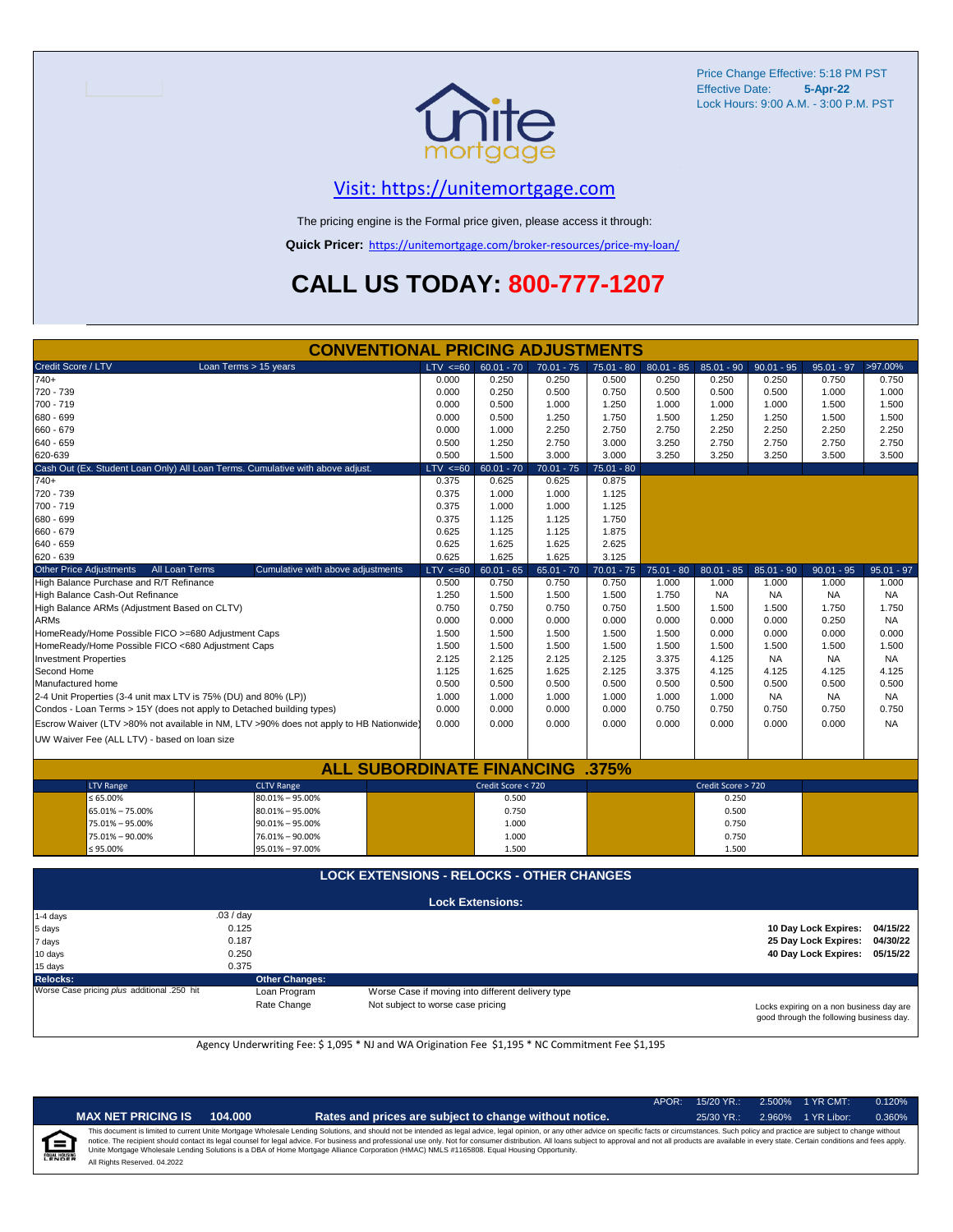Price Change Effective: 5:18 PM PST
Effective Date: **5-Apr-22**
Lock Hours: 9:00 A.M. - 3:00 P.M. PST

## Visit: https://unitemortgage.com

The pricing engine is the Formal price given, please access it through:

**Quick Pricer:** https://unitemortgage.com/broker-resources/price-my-loan/

# CALL US TODAY: 800-777-1207

## CONVENTIONAL PRICING ADJUSTMENTS

| Credit Score / LTV — Loan Terms > 15 years | LTV <=60 | 60.01 - 70 | 70.01 - 75 | 75.01 - 80 | 80.01 - 85 | 85.01 - 90 | 90.01 - 95 | 95.01 - 97 | >97.00% |
|---|---|---|---|---|---|---|---|---|---|
| 740+ | 0.000 | 0.250 | 0.250 | 0.500 | 0.250 | 0.250 | 0.250 | 0.750 | 0.750 |
| 720 - 739 | 0.000 | 0.250 | 0.500 | 0.750 | 0.500 | 0.500 | 0.500 | 1.000 | 1.000 |
| 700 - 719 | 0.000 | 0.500 | 1.000 | 1.250 | 1.000 | 1.000 | 1.000 | 1.500 | 1.500 |
| 680 - 699 | 0.000 | 0.500 | 1.250 | 1.750 | 1.500 | 1.250 | 1.250 | 1.500 | 1.500 |
| 660 - 679 | 0.000 | 1.000 | 2.250 | 2.750 | 2.750 | 2.250 | 2.250 | 2.250 | 2.250 |
| 640 - 659 | 0.500 | 1.250 | 2.750 | 3.000 | 3.250 | 2.750 | 2.750 | 2.750 | 2.750 |
| 620-639 | 0.500 | 1.500 | 3.000 | 3.000 | 3.250 | 3.250 | 3.250 | 3.500 | 3.500 |

| Cash Out (Ex. Student Loan Only) All Loan Terms. Cumulative with above adjust. | LTV <=60 | 60.01 - 70 | 70.01 - 75 | 75.01 - 80 |
|---|---|---|---|---|
| 740+ | 0.375 | 0.625 | 0.625 | 0.875 |
| 720 - 739 | 0.375 | 1.000 | 1.000 | 1.125 |
| 700 - 719 | 0.375 | 1.000 | 1.000 | 1.125 |
| 680 - 699 | 0.375 | 1.125 | 1.125 | 1.750 |
| 660 - 679 | 0.625 | 1.125 | 1.125 | 1.875 |
| 640 - 659 | 0.625 | 1.625 | 1.625 | 2.625 |
| 620 - 639 | 0.625 | 1.625 | 1.625 | 3.125 |

| Other Price Adjustments — All Loan Terms — Cumulative with above adjustments | LTV <=60 | 60.01 - 65 | 65.01 - 70 | 70.01 - 75 | 75.01 - 80 | 80.01 - 85 | 85.01 - 90 | 90.01 - 95 | 95.01 - 97 |
|---|---|---|---|---|---|---|---|---|---|
| High Balance Purchase and R/T Refinance | 0.500 | 0.750 | 0.750 | 0.750 | 1.000 | 1.000 | 1.000 | 1.000 | 1.000 |
| High Balance Cash-Out Refinance | 1.250 | 1.500 | 1.500 | 1.500 | 1.750 | NA | NA | NA | NA |
| High Balance ARMs (Adjustment Based on CLTV) | 0.750 | 0.750 | 0.750 | 0.750 | 1.500 | 1.500 | 1.500 | 1.750 | 1.750 |
| ARMs | 0.000 | 0.000 | 0.000 | 0.000 | 0.000 | 0.000 | 0.000 | 0.250 | NA |
| HomeReady/Home Possible FICO >=680 Adjustment Caps | 1.500 | 1.500 | 1.500 | 1.500 | 1.500 | 0.000 | 0.000 | 0.000 | 0.000 |
| HomeReady/Home Possible FICO <680 Adjustment Caps | 1.500 | 1.500 | 1.500 | 1.500 | 1.500 | 1.500 | 1.500 | 1.500 | 1.500 |
| Investment Properties | 2.125 | 2.125 | 2.125 | 2.125 | 3.375 | 4.125 | NA | NA | NA |
| Second Home | 1.125 | 1.625 | 1.625 | 2.125 | 3.375 | 4.125 | 4.125 | 4.125 | 4.125 |
| Manufactured home | 0.500 | 0.500 | 0.500 | 0.500 | 0.500 | 0.500 | 0.500 | 0.500 | 0.500 |
| 2-4 Unit Properties (3-4 unit max LTV is 75% (DU) and 80% (LP)) | 1.000 | 1.000 | 1.000 | 1.000 | 1.000 | 1.000 | NA | NA | NA |
| Condos - Loan Terms > 15Y (does not apply to Detached building types) | 0.000 | 0.000 | 0.000 | 0.000 | 0.750 | 0.750 | 0.750 | 0.750 | 0.750 |
| Escrow Waiver (LTV >80% not available in NM, LTV >90% does not apply to HB Nationwide) | 0.000 | 0.000 | 0.000 | 0.000 | 0.000 | 0.000 | 0.000 | 0.000 | NA |
| UW Waiver Fee (ALL LTV) - based on loan size | | | | | | | | | |

## ALL SUBORDINATE FINANCING .375%

| LTV Range | CLTV Range | Credit Score < 720 | Credit Score > 720 |
|---|---|---|---|
| ≤ 65.00% | 80.01% – 95.00% | 0.500 | 0.250 |
| 65.01% – 75.00% | 80.01% – 95.00% | 0.750 | 0.500 |
| 75.01% – 95.00% | 90.01% – 95.00% | 1.000 | 0.750 |
| 75.01% – 90.00% | 76.01% – 90.00% | 1.000 | 0.750 |
| ≤ 95.00% | 95.01% – 97.00% | 1.500 | 1.500 |

## LOCK EXTENSIONS - RELOCKS - OTHER CHANGES

**Lock Extensions:**

| | |
|---|---|
| 1-4 days | .03 / day |
| 5 days | 0.125 |
| 7 days | 0.187 |
| 10 days | 0.250 |
| 15 days | 0.375 |

| | |
|---|---|
| **10 Day Lock Expires:** | 04/15/22 |
| **25 Day Lock Expires:** | 04/30/22 |
| **40 Day Lock Expires:** | 05/15/22 |

**Relocks:** Worse Case pricing *plus* additional .250 hit

**Other Changes:**

| | |
|---|---|
| Loan Program | Worse Case if moving into different delivery type |
| Rate Change | Not subject to worse case pricing |

Locks expiring on a non business day are good through the following business day.

Agency Underwriting Fee: $ 1,095 * NJ and WA Origination Fee $1,195 * NC Commitment Fee $1,195

| APOR: | 15/20 YR.: | 2.500% | 1 YR CMT: | 0.120% |
|---|---|---|---|---|
| | 25/30 YR.: | 2.960% | 1 YR Libor: | 0.360% |

**MAX NET PRICING IS 104.000** — **Rates and prices are subject to change without notice.**

This document is limited to current Unite Mortgage Wholesale Lending Solutions, and should not be intended as legal advice, legal opinion, or any other advice on specific facts or circumstances. Such policy and practice are subject to change without notice. The recipient should contact its legal counsel for legal advice. For business and professional use only. Not for consumer distribution. All loans subject to approval and not all products are available in every state. Certain conditions and fees apply. Unite Mortgage Wholesale Lending Solutions is a DBA of Home Mortgage Alliance Corporation (HMAC) NMLS #1165808. Equal Housing Opportunity.

All Rights Reserved. 04.2022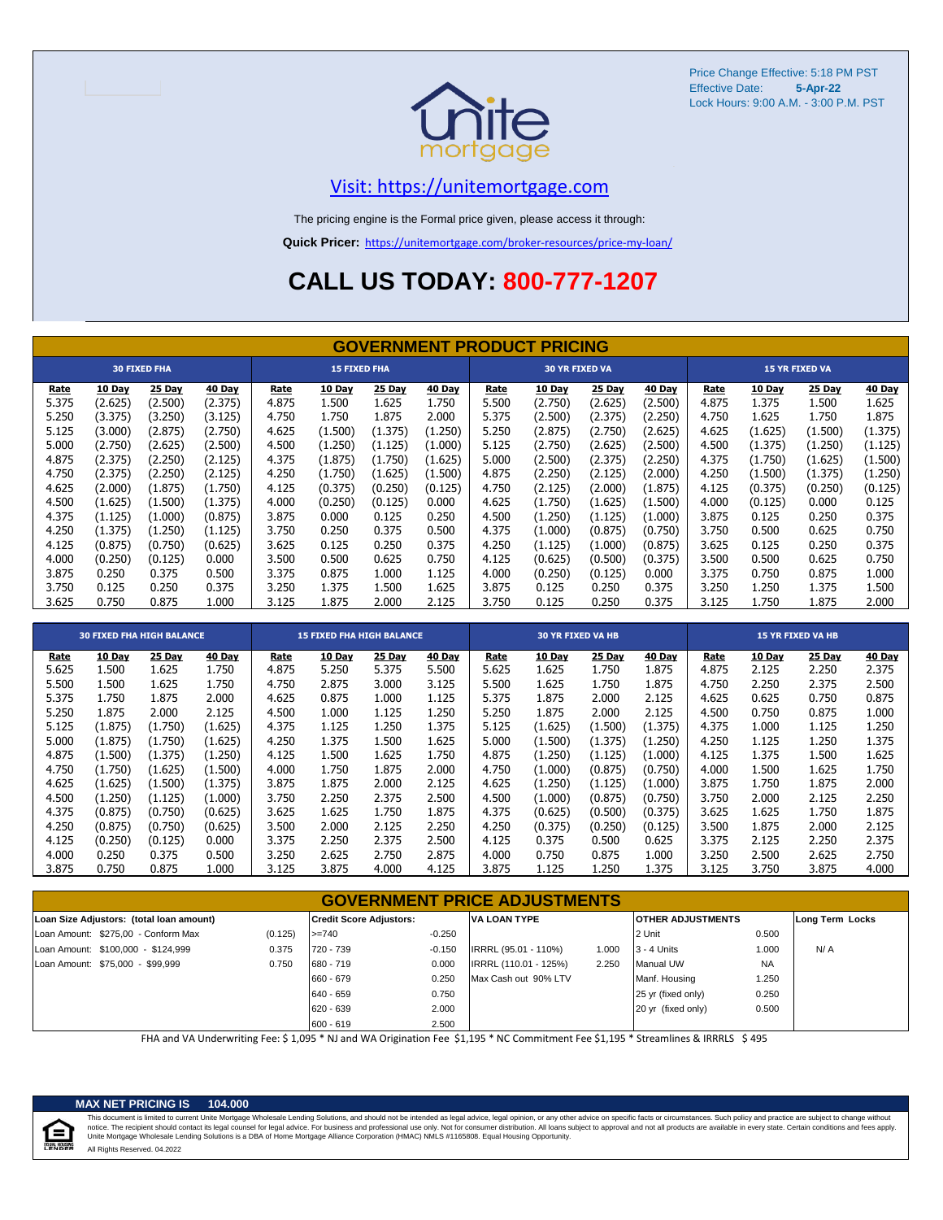Price Change Effective: 5:18 PM PST
Effective Date: **5-Apr-22**
Lock Hours: 9:00 A.M. - 3:00 P.M. PST

unite mortgage

[Visit: https://unitemortgage.com](https://unitemortgage.com)

The pricing engine is the Formal price given, please access it through:

**Quick Pricer:** https://unitemortgage.com/broker-resources/price-my-loan/

# CALL US TODAY: 800-777-1207

## GOVERNMENT PRODUCT PRICING

| 30 FIXED FHA | | | | 15 FIXED FHA | | | | 30 YR FIXED VA | | | | 15 YR FIXED VA | | | |
|---|---|---|---|---|---|---|---|---|---|---|---|---|---|---|---|
| Rate | 10 Day | 25 Day | 40 Day | Rate | 10 Day | 25 Day | 40 Day | Rate | 10 Day | 25 Day | 40 Day | Rate | 10 Day | 25 Day | 40 Day |
| 5.375 | (2.625) | (2.500) | (2.375) | 4.875 | 1.500 | 1.625 | 1.750 | 5.500 | (2.750) | (2.625) | (2.500) | 4.875 | 1.375 | 1.500 | 1.625 |
| 5.250 | (3.375) | (3.250) | (3.125) | 4.750 | 1.750 | 1.875 | 2.000 | 5.375 | (2.500) | (2.375) | (2.250) | 4.750 | 1.625 | 1.750 | 1.875 |
| 5.125 | (3.000) | (2.875) | (2.750) | 4.625 | (1.500) | (1.375) | (1.250) | 5.250 | (2.875) | (2.750) | (2.625) | 4.625 | (1.625) | (1.500) | (1.375) |
| 5.000 | (2.750) | (2.625) | (2.500) | 4.500 | (1.250) | (1.125) | (1.000) | 5.125 | (2.750) | (2.625) | (2.500) | 4.500 | (1.375) | (1.250) | (1.125) |
| 4.875 | (2.375) | (2.250) | (2.125) | 4.375 | (1.875) | (1.750) | (1.625) | 5.000 | (2.500) | (2.375) | (2.250) | 4.375 | (1.750) | (1.625) | (1.500) |
| 4.750 | (2.375) | (2.250) | (2.125) | 4.250 | (1.750) | (1.625) | (1.500) | 4.875 | (2.250) | (2.125) | (2.000) | 4.250 | (1.500) | (1.375) | (1.250) |
| 4.625 | (2.000) | (1.875) | (1.750) | 4.125 | (0.375) | (0.250) | (0.125) | 4.750 | (2.125) | (2.000) | (1.875) | 4.125 | (0.375) | (0.250) | (0.125) |
| 4.500 | (1.625) | (1.500) | (1.375) | 4.000 | (0.250) | (0.125) | 0.000 | 4.625 | (1.750) | (1.625) | (1.500) | 4.000 | (0.125) | 0.000 | 0.125 |
| 4.375 | (1.125) | (1.000) | (0.875) | 3.875 | 0.000 | 0.125 | 0.250 | 4.500 | (1.250) | (1.125) | (1.000) | 3.875 | 0.125 | 0.250 | 0.375 |
| 4.250 | (1.375) | (1.250) | (1.125) | 3.750 | 0.250 | 0.375 | 0.500 | 4.375 | (1.000) | (0.875) | (0.750) | 3.750 | 0.500 | 0.625 | 0.750 |
| 4.125 | (0.875) | (0.750) | (0.625) | 3.625 | 0.125 | 0.250 | 0.375 | 4.250 | (1.125) | (1.000) | (0.875) | 3.625 | 0.125 | 0.250 | 0.375 |
| 4.000 | (0.250) | (0.125) | 0.000 | 3.500 | 0.500 | 0.625 | 0.750 | 4.125 | (0.625) | (0.500) | (0.375) | 3.500 | 0.500 | 0.625 | 0.750 |
| 3.875 | 0.250 | 0.375 | 0.500 | 3.375 | 0.875 | 1.000 | 1.125 | 4.000 | (0.250) | (0.125) | 0.000 | 3.375 | 0.750 | 0.875 | 1.000 |
| 3.750 | 0.125 | 0.250 | 0.375 | 3.250 | 1.375 | 1.500 | 1.625 | 3.875 | 0.125 | 0.250 | 0.375 | 3.250 | 1.250 | 1.375 | 1.500 |
| 3.625 | 0.750 | 0.875 | 1.000 | 3.125 | 1.875 | 2.000 | 2.125 | 3.750 | 0.125 | 0.250 | 0.375 | 3.125 | 1.750 | 1.875 | 2.000 |

| 30 FIXED FHA HIGH BALANCE | | | | 15 FIXED FHA HIGH BALANCE | | | | 30 YR FIXED VA HB | | | | 15 YR FIXED VA HB | | | |
|---|---|---|---|---|---|---|---|---|---|---|---|---|---|---|---|
| Rate | 10 Day | 25 Day | 40 Day | Rate | 10 Day | 25 Day | 40 Day | Rate | 10 Day | 25 Day | 40 Day | Rate | 10 Day | 25 Day | 40 Day |
| 5.625 | 1.500 | 1.625 | 1.750 | 4.875 | 5.250 | 5.375 | 5.500 | 5.625 | 1.625 | 1.750 | 1.875 | 4.875 | 2.125 | 2.250 | 2.375 |
| 5.500 | 1.500 | 1.625 | 1.750 | 4.750 | 2.875 | 3.000 | 3.125 | 5.500 | 1.625 | 1.750 | 1.875 | 4.750 | 2.250 | 2.375 | 2.500 |
| 5.375 | 1.750 | 1.875 | 2.000 | 4.625 | 0.875 | 1.000 | 1.125 | 5.375 | 1.875 | 2.000 | 2.125 | 4.625 | 0.625 | 0.750 | 0.875 |
| 5.250 | 1.875 | 2.000 | 2.125 | 4.500 | 1.000 | 1.125 | 1.250 | 5.250 | 1.875 | 2.000 | 2.125 | 4.500 | 0.750 | 0.875 | 1.000 |
| 5.125 | (1.875) | (1.750) | (1.625) | 4.375 | 1.125 | 1.250 | 1.375 | 5.125 | (1.625) | (1.500) | (1.375) | 4.375 | 1.000 | 1.125 | 1.250 |
| 5.000 | (1.875) | (1.750) | (1.625) | 4.250 | 1.375 | 1.500 | 1.625 | 5.000 | (1.500) | (1.375) | (1.250) | 4.250 | 1.125 | 1.250 | 1.375 |
| 4.875 | (1.500) | (1.375) | (1.250) | 4.125 | 1.500 | 1.625 | 1.750 | 4.875 | (1.250) | (1.125) | (1.000) | 4.125 | 1.375 | 1.500 | 1.625 |
| 4.750 | (1.750) | (1.625) | (1.500) | 4.000 | 1.750 | 1.875 | 2.000 | 4.750 | (1.000) | (0.875) | (0.750) | 4.000 | 1.500 | 1.625 | 1.750 |
| 4.625 | (1.625) | (1.500) | (1.375) | 3.875 | 1.875 | 2.000 | 2.125 | 4.625 | (1.250) | (1.125) | (1.000) | 3.875 | 1.750 | 1.875 | 2.000 |
| 4.500 | (1.250) | (1.125) | (1.000) | 3.750 | 2.250 | 2.375 | 2.500 | 4.500 | (1.000) | (0.875) | (0.750) | 3.750 | 2.000 | 2.125 | 2.250 |
| 4.375 | (0.875) | (0.750) | (0.625) | 3.625 | 1.625 | 1.750 | 1.875 | 4.375 | (0.625) | (0.500) | (0.375) | 3.625 | 1.625 | 1.750 | 1.875 |
| 4.250 | (0.875) | (0.750) | (0.625) | 3.500 | 2.000 | 2.125 | 2.250 | 4.250 | (0.375) | (0.250) | (0.125) | 3.500 | 1.875 | 2.000 | 2.125 |
| 4.125 | (0.250) | (0.125) | 0.000 | 3.375 | 2.250 | 2.375 | 2.500 | 4.125 | 0.375 | 0.500 | 0.625 | 3.375 | 2.125 | 2.250 | 2.375 |
| 4.000 | 0.250 | 0.375 | 0.500 | 3.250 | 2.625 | 2.750 | 2.875 | 4.000 | 0.750 | 0.875 | 1.000 | 3.250 | 2.500 | 2.625 | 2.750 |
| 3.875 | 0.750 | 0.875 | 1.000 | 3.125 | 3.875 | 4.000 | 4.125 | 3.875 | 1.125 | 1.250 | 1.375 | 3.125 | 3.750 | 3.875 | 4.000 |

## GOVERNMENT PRICE ADJUSTMENTS

| Loan Size Adjustors: (total loan amount) | | Credit Score Adjustors: | | VA LOAN TYPE | | OTHER ADJUSTMENTS | | Long Term Locks |
|---|---|---|---|---|---|---|---|---|
| Loan Amount: $275,00 - Conform Max | (0.125) | >=740 | -0.250 | | | 2 Unit | 0.500 | |
| Loan Amount: $100,000 - $124,999 | 0.375 | 720 - 739 | -0.150 | IRRRL (95.01 - 110%) | 1.000 | 3 - 4 Units | 1.000 | N/ A |
| Loan Amount: $75,000 - $99,999 | 0.750 | 680 - 719 | 0.000 | IRRRL (110.01 - 125%) | 2.250 | Manual UW | NA | |
| | | 660 - 679 | 0.250 | Max Cash out 90% LTV | | Manf. Housing | 1.250 | |
| | | 640 - 659 | 0.750 | | | 25 yr (fixed only) | 0.250 | |
| | | 620 - 639 | 2.000 | | | 20 yr (fixed only) | 0.500 | |
| | | 600 - 619 | 2.500 | | | | | |

FHA and VA Underwriting Fee: $ 1,095 * NJ and WA Origination Fee $1,195 * NC Commitment Fee $1,195 * Streamlines & IRRRLS $ 495

**MAX NET PRICING IS 104.000**

This document is limited to current Unite Mortgage Wholesale Lending Solutions, and should not be intended as legal advice, legal opinion, or any other advice on specific facts or circumstances. Such policy and practice are subject to change without notice. The recipient should contact its legal counsel for legal advice. For business and professional use only. Not for consumer distribution. All loans subject to approval and not all products are available in every state. Certain conditions and fees apply. Unite Mortgage Wholesale Lending Solutions is a DBA of Home Mortgage Alliance Corporation (HMAC) NMLS #1165808. Equal Housing Opportunity.

All Rights Reserved. 04.2022